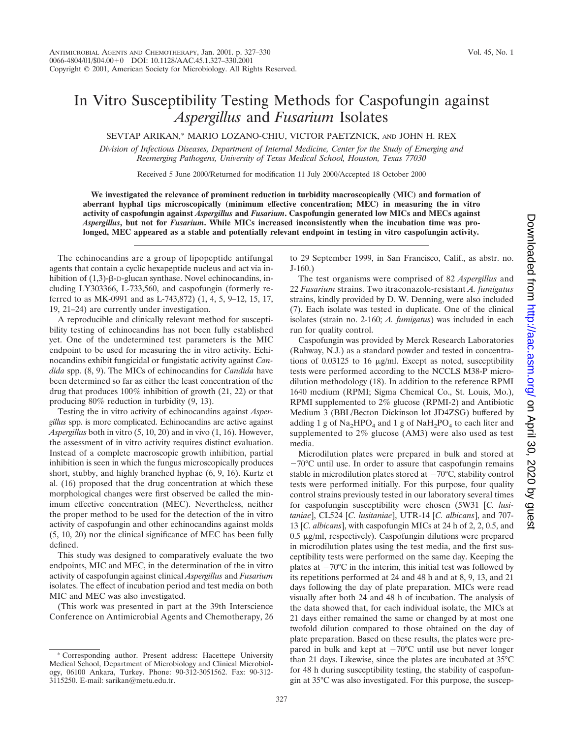# In Vitro Susceptibility Testing Methods for Caspofungin against *Aspergillus* and *Fusarium* Isolates

SEVTAP ARIKAN,* MARIO LOZANO-CHIU, VICTOR PAETZNICK, AND JOHN H. REX

*Division of Infectious Diseases, Department of Internal Medicine, Center for the Study of Emerging and Reemerging Pathogens, University of Texas Medical School, Houston, Texas 77030*

Received 5 June 2000/Returned for modification 11 July 2000/Accepted 18 October 2000

**We investigated the relevance of prominent reduction in turbidity macroscopically (MIC) and formation of aberrant hyphal tips microscopically (minimum effective concentration; MEC) in measuring the in vitro activity of caspofungin against *Aspergillus* and *Fusarium*. Caspofungin generated low MICs and MECs against *Aspergillus*, but not for *Fusarium*. While MICs increased inconsistently when the incubation time was prolonged, MEC appeared as a stable and potentially relevant endpoint in testing in vitro caspofungin activity.**

The echinocandins are a group of lipopeptide antifungal agents that contain a cyclic hexapeptide nucleus and act via inhibition of (1,3)-β-D-glucan synthase. Novel echinocandins, including LY303366, L-733,560, and caspofungin (formerly referred to as MK-0991 and as L-743,872) (1, 4, 5, 9–12, 15, 17, 19, 21–24) are currently under investigation.

A reproducible and clinically relevant method for susceptibility testing of echinocandins has not been fully established yet. One of the undetermined test parameters is the MIC endpoint to be used for measuring the in vitro activity. Echinocandins exhibit fungicidal or fungistatic activity against *Candida* spp. (8, 9). The MICs of echinocandins for *Candida* have been determined so far as either the least concentration of the drug that produces 100% inhibition of growth (21, 22) or that producing 80% reduction in turbidity (9, 13).

Testing the in vitro activity of echinocandins against *Aspergillus* spp. is more complicated. Echinocandins are active against *Aspergillus* both in vitro (5, 10, 20) and in vivo (1, 16). However, the assessment of in vitro activity requires distinct evaluation. Instead of a complete macroscopic growth inhibition, partial inhibition is seen in which the fungus microscopically produces short, stubby, and highly branched hyphae (6, 9, 16). Kurtz et al. (16) proposed that the drug concentration at which these morphological changes were first observed be called the minimum effective concentration (MEC). Nevertheless, neither the proper method to be used for the detection of the in vitro activity of caspofungin and other echinocandins against molds (5, 10, 20) nor the clinical significance of MEC has been fully defined.

This study was designed to comparatively evaluate the two endpoints, MIC and MEC, in the determination of the in vitro activity of caspofungin against clinical *Aspergillus* and *Fusarium* isolates. The effect of incubation period and test media on both MIC and MEC was also investigated.

(This work was presented in part at the 39th Interscience Conference on Antimicrobial Agents and Chemotherapy, 26 to 29 September 1999, in San Francisco, Calif., as abstr. no. J-160.)

The test organisms were comprised of 82 *Aspergillus* and 22 *Fusarium* strains. Two itraconazole-resistant *A. fumigatus* strains, kindly provided by D. W. Denning, were also included (7). Each isolate was tested in duplicate. One of the clinical isolates (strain no. 2-160; *A. fumigatus*) was included in each run for quality control.

Caspofungin was provided by Merck Research Laboratories (Rahway, N.J.) as a standard powder and tested in concentrations of 0.03125 to 16 μg/ml. Except as noted, susceptibility tests were performed according to the NCCLS M38-P microdilution methodology (18). In addition to the reference RPMI 1640 medium (RPMI; Sigma Chemical Co., St. Louis, Mo.), RPMI supplemented to 2% glucose (RPMI-2) and Antibiotic Medium 3 (BBL/Becton Dickinson lot JD4ZSG) buffered by adding 1 g of $Na_2HPO_4$ and 1 g of $NaH_2PO_4$ to each liter and supplemented to 2% glucose (AM3) were also used as test media.

Microdilution plates were prepared in bulk and stored at −70°C until use. In order to assure that caspofungin remains stable in microdilution plates stored at −70°C, stability control tests were performed initially. For this purpose, four quality control strains previously tested in our laboratory several times for caspofungin susceptibility were chosen (5W31 [*C. lusitaniae*], CL524 [*C. lusitaniae*], UTR-14 [*C. albicans*], and 707-13 [*C. albicans*], with caspofungin MICs at 24 h of 2, 2, 0.5, and 0.5 μg/ml, respectively). Caspofungin dilutions were prepared in microdilution plates using the test media, and the first susceptibility tests were performed on the same day. Keeping the plates at −70°C in the interim, this initial test was followed by its repetitions performed at 24 and 48 h and at 8, 9, 13, and 21 days following the day of plate preparation. MICs were read visually after both 24 and 48 h of incubation. The analysis of the data showed that, for each individual isolate, the MICs at 21 days either remained the same or changed by at most one twofold dilution compared to those obtained on the day of plate preparation. Based on these results, the plates were prepared in bulk and kept at −70°C until use but never longer than 21 days. Likewise, since the plates are incubated at 35°C for 48 h during susceptibility testing, the stability of caspofungin at 35°C was also investigated. For this purpose, the suscep-

\* Corresponding author. Present address: Hacettepe University Medical School, Department of Microbiology and Clinical Microbiology, 06100 Ankara, Turkey. Phone: 90-312-3051562. Fax: 90-312-3115250. E-mail: sarikan@metu.edu.tr.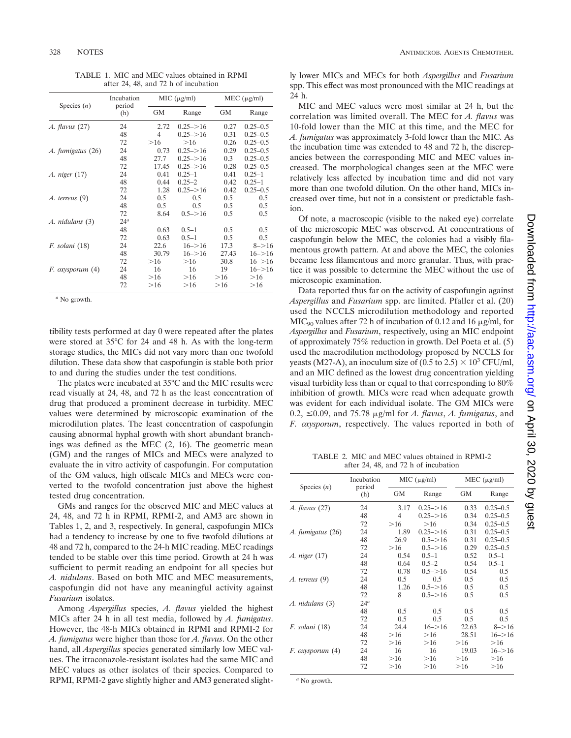TABLE 1. MIC and MEC values obtained in RPMI after 24, 48, and 72 h of incubation

| Species (*n*) | Incubation period (h) | MIC (μg/ml) | | MEC (μg/ml) | |
|---|---|---|---|---|---|
| | | GM | Range | GM | Range |
| *A. flavus* (27) | 24 | 2.72 | 0.25–>16 | 0.27 | 0.25–0.5 |
| | 48 | 4 | 0.25–>16 | 0.31 | 0.25–0.5 |
| | 72 | >16 | >16 | 0.26 | 0.25–0.5 |
| *A. fumigatus* (26) | 24 | 0.73 | 0.25–>16 | 0.29 | 0.25–0.5 |
| | 48 | 27.7 | 0.25–>16 | 0.3 | 0.25–0.5 |
| | 72 | 17.45 | 0.25–>16 | 0.28 | 0.25–0.5 |
| *A. niger* (17) | 24 | 0.41 | 0.25–1 | 0.41 | 0.25–1 |
| | 48 | 0.44 | 0.25–2 | 0.42 | 0.25–1 |
| | 72 | 1.28 | 0.25–>16 | 0.42 | 0.25–0.5 |
| *A. terreus* (9) | 24 | 0.5 | 0.5 | 0.5 | 0.5 |
| | 48 | 0.5 | 0.5 | 0.5 | 0.5 |
| | 72 | 8.64 | 0.5–>16 | 0.5 | 0.5 |
| *A. nidulans* (3) | 24[a] | | | | |
| | 48 | 0.63 | 0.5–1 | 0.5 | 0.5 |
| | 72 | 0.63 | 0.5–1 | 0.5 | 0.5 |
| *F. solani* (18) | 24 | 22.6 | 16–>16 | 17.3 | 8–>16 |
| | 48 | 30.79 | 16–>16 | 27.43 | 16–>16 |
| | 72 | >16 | >16 | 30.8 | 16–>16 |
| *F. oxysporum* (4) | 24 | 16 | 16 | 19 | 16–>16 |
| | 48 | >16 | >16 | >16 | >16 |
| | 72 | >16 | >16 | >16 | >16 |

[a] No growth.

tibility tests performed at day 0 were repeated after the plates were stored at 35°C for 24 and 48 h. As with the long-term storage studies, the MICs did not vary more than one twofold dilution. These data show that caspofungin is stable both prior to and during the studies under the test conditions.

The plates were incubated at 35°C and the MIC results were read visually at 24, 48, and 72 h as the least concentration of drug that produced a prominent decrease in turbidity. MEC values were determined by microscopic examination of the microdilution plates. The least concentration of caspofungin causing abnormal hyphal growth with short abundant branchings was defined as the MEC (2, 16). The geometric mean (GM) and the ranges of MICs and MECs were analyzed to evaluate the in vitro activity of caspofungin. For computation of the GM values, high offscale MICs and MECs were converted to the twofold concentration just above the highest tested drug concentration.

GMs and ranges for the observed MIC and MEC values at 24, 48, and 72 h in RPMI, RPMI-2, and AM3 are shown in Tables 1, 2, and 3, respectively. In general, caspofungin MICs had a tendency to increase by one to five twofold dilutions at 48 and 72 h, compared to the 24-h MIC reading. MEC readings tended to be stable over this time period. Growth at 24 h was sufficient to permit reading an endpoint for all species but *A. nidulans*. Based on both MIC and MEC measurements, caspofungin did not have any meaningful activity against *Fusarium* isolates.

Among *Aspergillus* species, *A. flavus* yielded the highest MICs after 24 h in all test media, followed by *A. fumigatus*. However, the 48-h MICs obtained in RPMI and RPMI-2 for *A. fumigatus* were higher than those for *A. flavus*. On the other hand, all *Aspergillus* species generated similarly low MEC values. The itraconazole-resistant isolates had the same MIC and MEC values as other isolates of their species. Compared to RPMI, RPMI-2 gave slightly higher and AM3 generated slightly lower MICs and MECs for both *Aspergillus* and *Fusarium* spp. This effect was most pronounced with the MIC readings at 24 h.

MIC and MEC values were most similar at 24 h, but the correlation was limited overall. The MEC for *A. flavus* was 10-fold lower than the MIC at this time, and the MEC for *A. fumigatus* was approximately 3-fold lower than the MIC. As the incubation time was extended to 48 and 72 h, the discrepancies between the corresponding MIC and MEC values increased. The morphological changes seen at the MEC were relatively less affected by incubation time and did not vary more than one twofold dilution. On the other hand, MICs increased over time, but not in a consistent or predictable fashion.

Of note, a macroscopic (visible to the naked eye) correlate of the microscopic MEC was observed. At concentrations of caspofungin below the MEC, the colonies had a visibly filamentous growth pattern. At and above the MEC, the colonies became less filamentous and more granular. Thus, with practice it was possible to determine the MEC without the use of microscopic examination.

Data reported thus far on the activity of caspofungin against *Aspergillus* and *Fusarium* spp. are limited. Pfaller et al. (20) used the NCCLS microdilution methodology and reported $MIC_{90}$ values after 72 h of incubation of 0.12 and 16 μg/ml, for *Aspergillus* and *Fusarium*, respectively, using an MIC endpoint of approximately 75% reduction in growth. Del Poeta et al. (5) used the macrodilution methodology proposed by NCCLS for yeasts (M27-A), an inoculum size of $(0.5 \text{ to } 2.5) \times 10^3$ CFU/ml, and an MIC defined as the lowest drug concentration yielding visual turbidity less than or equal to that corresponding to 80% inhibition of growth. MICs were read when adequate growth was evident for each individual isolate. The GM MICs were 0.2, ≤0.09, and 75.78 μg/ml for *A. flavus*, *A. fumigatus*, and *F. oxysporum*, respectively. The values reported in both of

TABLE 2. MIC and MEC values obtained in RPMI-2 after 24, 48, and 72 h of incubation

| Species (*n*) | Incubation period (h) | MIC (μg/ml) | | MEC (μg/ml) | |
|---|---|---|---|---|---|
| | | GM | Range | GM | Range |
| *A. flavus* (27) | 24 | 3.17 | 0.25–>16 | 0.33 | 0.25–0.5 |
| | 48 | 4 | 0.25–>16 | 0.34 | 0.25–0.5 |
| | 72 | >16 | >16 | 0.34 | 0.25–0.5 |
| *A. fumigatus* (26) | 24 | 1.89 | 0.25–>16 | 0.31 | 0.25–0.5 |
| | 48 | 26.9 | 0.5–>16 | 0.31 | 0.25–0.5 |
| | 72 | >16 | 0.5–>16 | 0.29 | 0.25–0.5 |
| *A. niger* (17) | 24 | 0.54 | 0.5–1 | 0.52 | 0.5–1 |
| | 48 | 0.64 | 0.5–2 | 0.54 | 0.5–1 |
| | 72 | 0.78 | 0.5–>16 | 0.54 | 0.5 |
| *A. terreus* (9) | 24 | 0.5 | 0.5 | 0.5 | 0.5 |
| | 48 | 1.26 | 0.5–>16 | 0.5 | 0.5 |
| | 72 | 8 | 0.5–>16 | 0.5 | 0.5 |
| *A. nidulans* (3) | 24[a] | | | | |
| | 48 | 0.5 | 0.5 | 0.5 | 0.5 |
| | 72 | 0.5 | 0.5 | 0.5 | 0.5 |
| *F. solani* (18) | 24 | 24.4 | 16–>16 | 22.63 | 8–>16 |
| | 48 | >16 | >16 | 28.51 | 16–>16 |
| | 72 | >16 | >16 | >16 | >16 |
| *F. oxysporum* (4) | 24 | 16 | 16 | 19.03 | 16–>16 |
| | 48 | >16 | >16 | >16 | >16 |
| | 72 | >16 | >16 | >16 | >16 |

[a] No growth.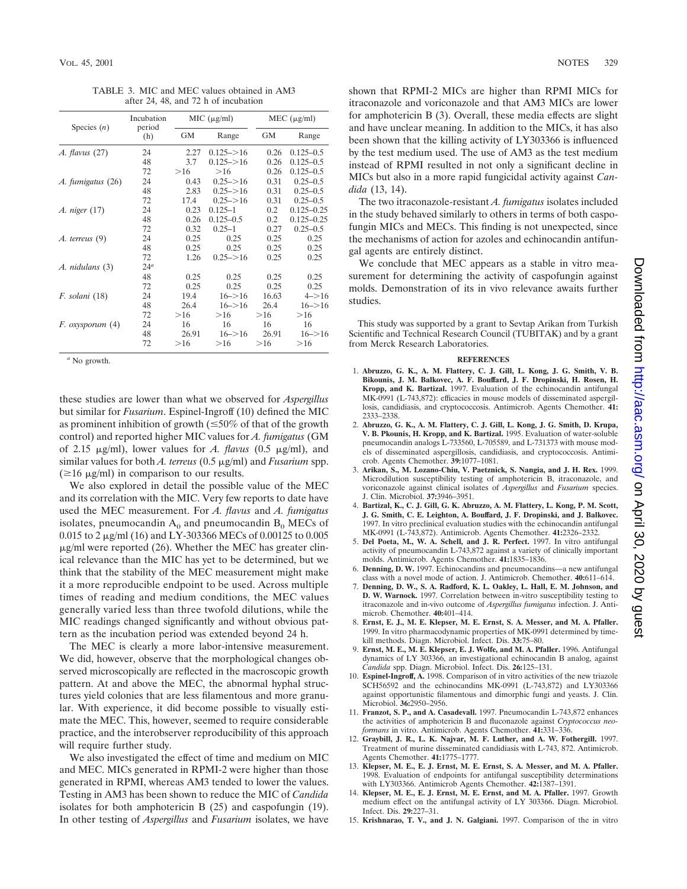TABLE 3. MIC and MEC values obtained in AM3 after 24, 48, and 72 h of incubation

| Species (n) | Incubation period (h) | MIC (μg/ml) | | MEC (μg/ml) | |
|---|---|---|---|---|---|
| | | GM | Range | GM | Range |
| *A. flavus* (27) | 24 | 2.27 | 0.125–>16 | 0.26 | 0.125–0.5 |
| | 48 | 3.7 | 0.125–>16 | 0.26 | 0.125–0.5 |
| | 72 | >16 | >16 | 0.26 | 0.125–0.5 |
| *A. fumigatus* (26) | 24 | 0.43 | 0.25–>16 | 0.31 | 0.25–0.5 |
| | 48 | 2.83 | 0.25–>16 | 0.31 | 0.25–0.5 |
| | 72 | 17.4 | 0.25–>16 | 0.31 | 0.25–0.5 |
| *A. niger* (17) | 24 | 0.23 | 0.125–1 | 0.2 | 0.125–0.25 |
| | 48 | 0.26 | 0.125–0.5 | 0.2 | 0.125–0.25 |
| | 72 | 0.32 | 0.25–1 | 0.27 | 0.25–0.5 |
| *A. terreus* (9) | 24 | 0.25 | 0.25 | 0.25 | 0.25 |
| | 48 | 0.25 | 0.25 | 0.25 | 0.25 |
| | 72 | 1.26 | 0.25–>16 | 0.25 | 0.25 |
| *A. nidulans* (3) | 24[a] | | | | |
| | 48 | 0.25 | 0.25 | 0.25 | 0.25 |
| | 72 | 0.25 | 0.25 | 0.25 | 0.25 |
| *F. solani* (18) | 24 | 19.4 | 16–>16 | 16.63 | 4–>16 |
| | 48 | 26.4 | 16–>16 | 26.4 | 16–>16 |
| | 72 | >16 | >16 | >16 | >16 |
| *F. oxysporum* (4) | 24 | 16 | 16 | 16 | 16 |
| | 48 | 26.91 | 16–>16 | 26.91 | 16–>16 |
| | 72 | >16 | >16 | >16 | >16 |

[a] No growth.

these studies are lower than what we observed for *Aspergillus* but similar for *Fusarium*. Espinel-Ingroff (10) defined the MIC as prominent inhibition of growth (≤50% of that of the growth control) and reported higher MIC values for *A. fumigatus* (GM of 2.15 μg/ml), lower values for *A. flavus* (0.5 μg/ml), and similar values for both *A. terreus* (0.5 μg/ml) and *Fusarium* spp. (≥16 μg/ml) in comparison to our results.

We also explored in detail the possible value of the MEC and its correlation with the MIC. Very few reports to date have used the MEC measurement. For *A. flavus* and *A. fumigatus* isolates, pneumocandin $A_0$ and pneumocandin $B_0$ MECs of 0.015 to 2 μg/ml (16) and LY-303366 MECs of 0.00125 to 0.005 μg/ml were reported (26). Whether the MEC has greater clinical relevance than the MIC has yet to be determined, but we think that the stability of the MEC measurement might make it a more reproducible endpoint to be used. Across multiple times of reading and medium conditions, the MEC values generally varied less than three twofold dilutions, while the MIC readings changed significantly and without obvious pattern as the incubation period was extended beyond 24 h.

The MEC is clearly a more labor-intensive measurement. We did, however, observe that the morphological changes observed microscopically are reflected in the macroscopic growth pattern. At and above the MEC, the abnormal hyphal structures yield colonies that are less filamentous and more granular. With experience, it did become possible to visually estimate the MEC. This, however, seemed to require considerable practice, and the interobserver reproducibility of this approach will require further study.

We also investigated the effect of time and medium on MIC and MEC. MICs generated in RPMI-2 were higher than those generated in RPMI, whereas AM3 tended to lower the values. Testing in AM3 has been shown to reduce the MIC of *Candida* isolates for both amphotericin B (25) and caspofungin (19). In other testing of *Aspergillus* and *Fusarium* isolates, we have shown that RPMI-2 MICs are higher than RPMI MICs for itraconazole and voriconazole and that AM3 MICs are lower for amphotericin B (3). Overall, these media effects are slight and have unclear meaning. In addition to the MICs, it has also been shown that the killing activity of LY303366 is influenced by the test medium used. The use of AM3 as the test medium instead of RPMI resulted in not only a significant decline in MICs but also in a more rapid fungicidal activity against *Candida* (13, 14).

The two itraconazole-resistant *A. fumigatus* isolates included in the study behaved similarly to others in terms of both caspofungin MICs and MECs. This finding is not unexpected, since the mechanisms of action for azoles and echinocandin antifungal agents are entirely distinct.

We conclude that MEC appears as a stable in vitro measurement for determining the activity of caspofungin against molds. Demonstration of its in vivo relevance awaits further studies.

This study was supported by a grant to Sevtap Arikan from Turkish Scientific and Technical Research Council (TUBITAK) and by a grant from Merck Research Laboratories.

## REFERENCES

1. **Abruzzo, G. K., A. M. Flattery, C. J. Gill, L. Kong, J. G. Smith, V. B. Bikounis, J. M. Balkovec, A. F. Bouffard, J. F. Dropinski, H. Rosen, H. Kropp, and K. Bartizal.** 1997. Evaluation of the echinocandin antifungal MK-0991 (L-743,872): efficacies in mouse models of disseminated aspergillosis, candidiasis, and cryptococcosis. Antimicrob. Agents Chemother. **41:** 2333–2338.
2. **Abruzzo, G. K., A. M. Flattery, C. J. Gill, L. Kong, J. G. Smith, D. Krupa, V. B. Pkounis, H. Kropp, and K. Bartizal.** 1995. Evaluation of water-soluble pneumocandin analogs L-733560, L-705589, and L-731373 with mouse models of disseminated aspergillosis, candidiasis, and cryptococcosis. Antimicrob. Agents Chemother. **39:**1077–1081.
3. **Arikan, S., M. Lozano-Chiu, V. Paetznick, S. Nangia, and J. H. Rex.** 1999. Microdilution susceptibility testing of amphotericin B, itraconazole, and voriconazole against clinical isolates of *Aspergillus* and *Fusarium* species. J. Clin. Microbiol. **37:**3946–3951.
4. **Bartizal, K., C. J. Gill, G. K. Abruzzo, A. M. Flattery, L. Kong, P. M. Scott, J. G. Smith, C. E. Leighton, A. Bouffard, J. F. Dropinski, and J. Balkovec.** 1997. In vitro preclinical evaluation studies with the echinocandin antifungal MK-0991 (L-743,872). Antimicrob. Agents Chemother. **41:**2326–2332.
5. **Del Poeta, M., W. A. Schell, and J. R. Perfect.** 1997. In vitro antifungal activity of pneumocandin L-743,872 against a variety of clinically important molds. Antimicrob. Agents Chemother. **41:**1835–1836.
6. **Denning, D. W.** 1997. Echinocandins and pneumocandins—a new antifungal class with a novel mode of action. J. Antimicrob. Chemother. **40:**611–614.
7. **Denning, D. W., S. A. Radford, K. L. Oakley, L. Hall, E. M. Johnson, and D. W. Warnock.** 1997. Correlation between in-vitro susceptibility testing to itraconazole and in-vivo outcome of *Aspergillus fumigatus* infection. J. Antimicrob. Chemother. **40:**401–414.
8. **Ernst, E. J., M. E. Klepser, M. E. Ernst, S. A. Messer, and M. A. Pfaller.** 1999. In vitro pharmacodynamic properties of MK-0991 determined by time-kill methods. Diagn. Microbiol. Infect. Dis. **33:**75–80.
9. **Ernst, M. E., M. E. Klepser, E. J. Wolfe, and M. A. Pfaller.** 1996. Antifungal dynamics of LY 303366, an investigational echinocandin B analog, against *Candida* spp. Diagn. Microbiol. Infect. Dis. **26:**125–131.
10. **Espinel-Ingroff, A.** 1998. Comparison of in vitro activities of the new triazole SCH56592 and the echinocandins MK-0991 (L-743,872) and LY303366 against opportunistic filamentous and dimorphic fungi and yeasts. J. Clin. Microbiol. **36:**2950–2956.
11. **Franzot, S. P., and A. Casadevall.** 1997. Pneumocandin L-743,872 enhances the activities of amphotericin B and fluconazole against *Cryptococcus neoformans* in vitro. Antimicrob. Agents Chemother. **41:**331–336.
12. **Graybill, J. R., L. K. Najvar, M. F. Luther, and A. W. Fothergill.** 1997. Treatment of murine disseminated candidiasis with L-743, 872. Antimicrob. Agents Chemother. **41:**1775–1777.
13. **Klepser, M. E., E. J. Ernst, M. E. Ernst, S. A. Messer, and M. A. Pfaller.** 1998. Evaluation of endpoints for antifungal susceptibility determinations with LY303366. Antimicrob Agents Chemother. **42:**1387–1391.
14. **Klepser, M. E., E. J. Ernst, M. E. Ernst, and M. A. Pfaller.** 1997. Growth medium effect on the antifungal activity of LY 303366. Diagn. Microbiol. Infect. Dis. **29:**227–31.
15. **Krishnarao, T. V., and J. N. Galgiani.** 1997. Comparison of the in vitro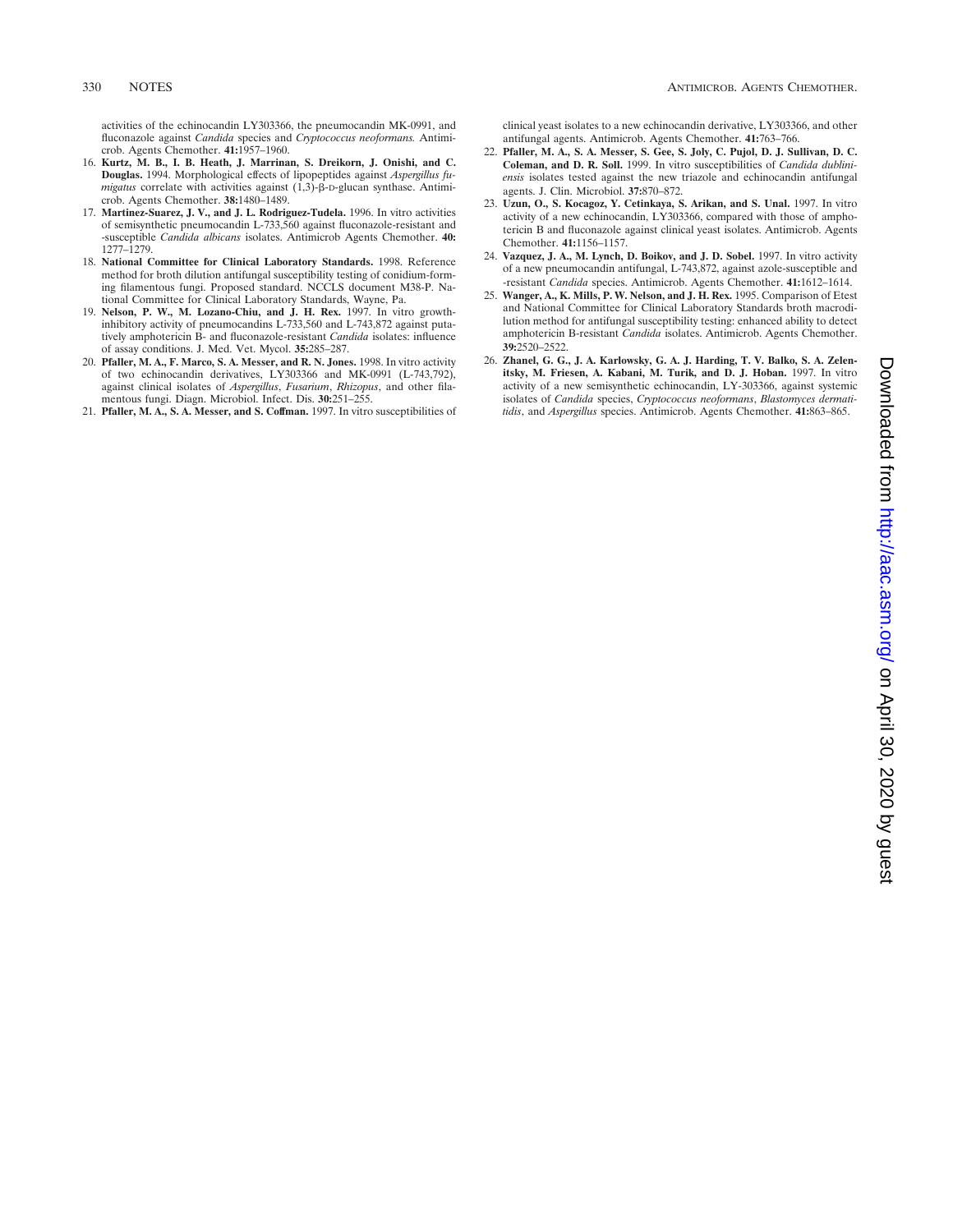activities of the echinocandin LY303366, the pneumocandin MK-0991, and fluconazole against *Candida* species and *Cryptococcus neoformans.* Antimicrob. Agents Chemother. **41:**1957–1960.

16. **Kurtz, M. B., I. B. Heath, J. Marrinan, S. Dreikorn, J. Onishi, and C. Douglas.** 1994. Morphological effects of lipopeptides against *Aspergillus fumigatus* correlate with activities against (1,3)-β-D-glucan synthase. Antimicrob. Agents Chemother. **38:**1480–1489.
17. **Martinez-Suarez, J. V., and J. L. Rodriguez-Tudela.** 1996. In vitro activities of semisynthetic pneumocandin L-733,560 against fluconazole-resistant and -susceptible *Candida albicans* isolates. Antimicrob Agents Chemother. **40:** 1277–1279.
18. **National Committee for Clinical Laboratory Standards.** 1998. Reference method for broth dilution antifungal susceptibility testing of conidium-forming filamentous fungi. Proposed standard. NCCLS document M38-P. National Committee for Clinical Laboratory Standards, Wayne, Pa.
19. **Nelson, P. W., M. Lozano-Chiu, and J. H. Rex.** 1997. In vitro growth-inhibitory activity of pneumocandins L-733,560 and L-743,872 against putatively amphotericin B- and fluconazole-resistant *Candida* isolates: influence of assay conditions. J. Med. Vet. Mycol. **35:**285–287.
20. **Pfaller, M. A., F. Marco, S. A. Messer, and R. N. Jones.** 1998. In vitro activity of two echinocandin derivatives, LY303366 and MK-0991 (L-743,792), against clinical isolates of *Aspergillus*, *Fusarium*, *Rhizopus*, and other filamentous fungi. Diagn. Microbiol. Infect. Dis. **30:**251–255.
21. **Pfaller, M. A., S. A. Messer, and S. Coffman.** 1997. In vitro susceptibilities of clinical yeast isolates to a new echinocandin derivative, LY303366, and other antifungal agents. Antimicrob. Agents Chemother. **41:**763–766.
22. **Pfaller, M. A., S. A. Messer, S. Gee, S. Joly, C. Pujol, D. J. Sullivan, D. C. Coleman, and D. R. Soll.** 1999. In vitro susceptibilities of *Candida dubliniensis* isolates tested against the new triazole and echinocandin antifungal agents. J. Clin. Microbiol. **37:**870–872.
23. **Uzun, O., S. Kocagoz, Y. Cetinkaya, S. Arikan, and S. Unal.** 1997. In vitro activity of a new echinocandin, LY303366, compared with those of amphotericin B and fluconazole against clinical yeast isolates. Antimicrob. Agents Chemother. **41:**1156–1157.
24. **Vazquez, J. A., M. Lynch, D. Boikov, and J. D. Sobel.** 1997. In vitro activity of a new pneumocandin antifungal, L-743,872, against azole-susceptible and -resistant *Candida* species. Antimicrob. Agents Chemother. **41:**1612–1614.
25. **Wanger, A., K. Mills, P. W. Nelson, and J. H. Rex.** 1995. Comparison of Etest and National Committee for Clinical Laboratory Standards broth macrodilution method for antifungal susceptibility testing: enhanced ability to detect amphotericin B-resistant *Candida* isolates. Antimicrob. Agents Chemother. **39:**2520–2522.
26. **Zhanel, G. G., J. A. Karlowsky, G. A. J. Harding, T. V. Balko, S. A. Zelenitsky, M. Friesen, A. Kabani, M. Turik, and D. J. Hoban.** 1997. In vitro activity of a new semisynthetic echinocandin, LY-303366, against systemic isolates of *Candida* species, *Cryptococcus neoformans*, *Blastomyces dermatitidis*, and *Aspergillus* species. Antimicrob. Agents Chemother. **41:**863–865.